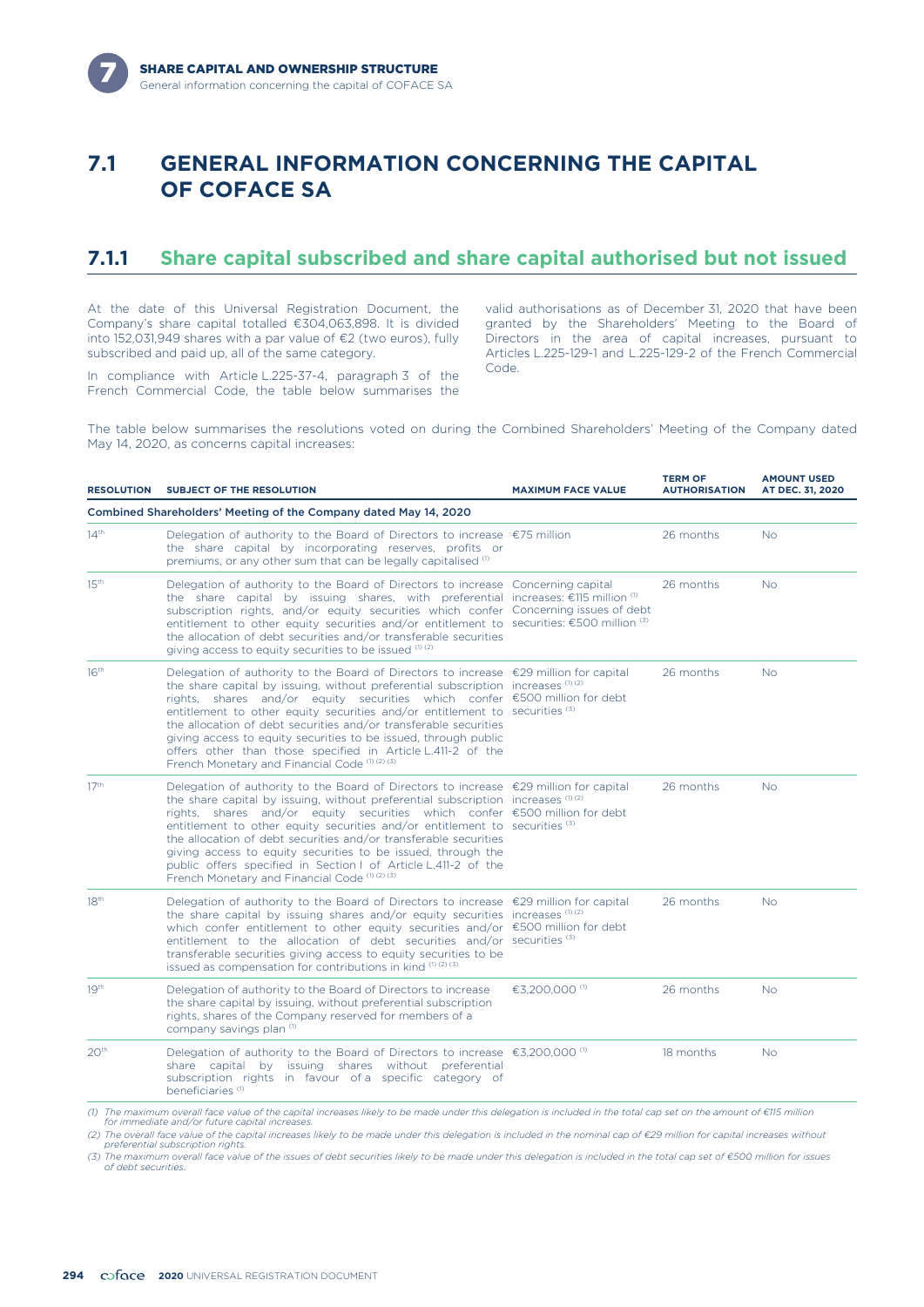# 7.1 GENERAL INFORMATION CONCERNING THE CAPITAL OF COFACE SA

## 7.1.1 Share capital subscribed and share capital authorised but not issued

At the date of this Universal Registration Document, the Company's share capital totalled €304,063,898. It is divided into 152,031,949 shares with a par value of €2 (two euros), fully subscribed and paid up, all of the same category.

In compliance with Article L.225-37-4, paragraph 3 of the French Commercial Code, the table below summarises the valid authorisations as of December 31, 2020 that have been granted by the Shareholders' Meeting to the Board of Directors in the area of capital increases, pursuant to Articles L.225-129-1 and L.225-129-2 of the French Commercial Code.

The table below summarises the resolutions voted on during the Combined Shareholders' Meeting of the Company dated May 14, 2020, as concerns capital increases:

| RESOLUTION | SUBJECT OF THE RESOLUTION | MAXIMUM FACE VALUE | TERM OF AUTHORISATION | AMOUNT USED AT DEC. 31, 2020 |
|---|---|---|---|---|
| **Combined Shareholders' Meeting of the Company dated May 14, 2020** | | | | |
| 14th | Delegation of authority to the Board of Directors to increase the share capital by incorporating reserves, profits or premiums, or any other sum that can be legally capitalised (1) | €75 million | 26 months | No |
| 15th | Delegation of authority to the Board of Directors to increase the share capital by issuing shares, with preferential subscription rights, and/or equity securities which confer entitlement to other equity securities and/or entitlement to the allocation of debt securities and/or transferable securities giving access to equity securities to be issued (1) (2) | Concerning capital increases: €115 million (1) Concerning issues of debt securities: €500 million (3) | 26 months | No |
| 16th | Delegation of authority to the Board of Directors to increase the share capital by issuing, without preferential subscription rights, shares and/or equity securities which confer entitlement to other equity securities and/or entitlement to the allocation of debt securities and/or transferable securities giving access to equity securities to be issued, through public offers other than those specified in Article L.411-2 of the French Monetary and Financial Code (1) (2) (3) | €29 million for capital increases (1) (2) €500 million for debt securities (3) | 26 months | No |
| 17th | Delegation of authority to the Board of Directors to increase the share capital by issuing, without preferential subscription rights, shares and/or equity securities which confer entitlement to other equity securities and/or entitlement to the allocation of debt securities and/or transferable securities giving access to equity securities to be issued, through the public offers specified in Section I of Article L.411-2 of the French Monetary and Financial Code (1) (2) (3) | €29 million for capital increases (1) (2) €500 million for debt securities (3) | 26 months | No |
| 18th | Delegation of authority to the Board of Directors to increase the share capital by issuing shares and/or equity securities which confer entitlement to other equity securities and/or entitlement to the allocation of debt securities and/or transferable securities giving access to equity securities to be issued as compensation for contributions in kind (1) (2) (3) | €29 million for capital increases (1) (2) €500 million for debt securities (3) | 26 months | No |
| 19th | Delegation of authority to the Board of Directors to increase the share capital by issuing, without preferential subscription rights, shares of the Company reserved for members of a company savings plan (1) | €3,200,000 (1) | 26 months | No |
| 20th | Delegation of authority to the Board of Directors to increase share capital by issuing shares without preferential subscription rights in favour of a specific category of beneficiaries (1) | €3,200,000 (1) | 18 months | No |

*(1) The maximum overall face value of the capital increases likely to be made under this delegation is included in the total cap set on the amount of €115 million for immediate and/or future capital increases.*

*(2) The overall face value of the capital increases likely to be made under this delegation is included in the nominal cap of €29 million for capital increases without preferential subscription rights.*

*(3) The maximum overall face value of the issues of debt securities likely to be made under this delegation is included in the total cap set of €500 million for issues of debt securities.*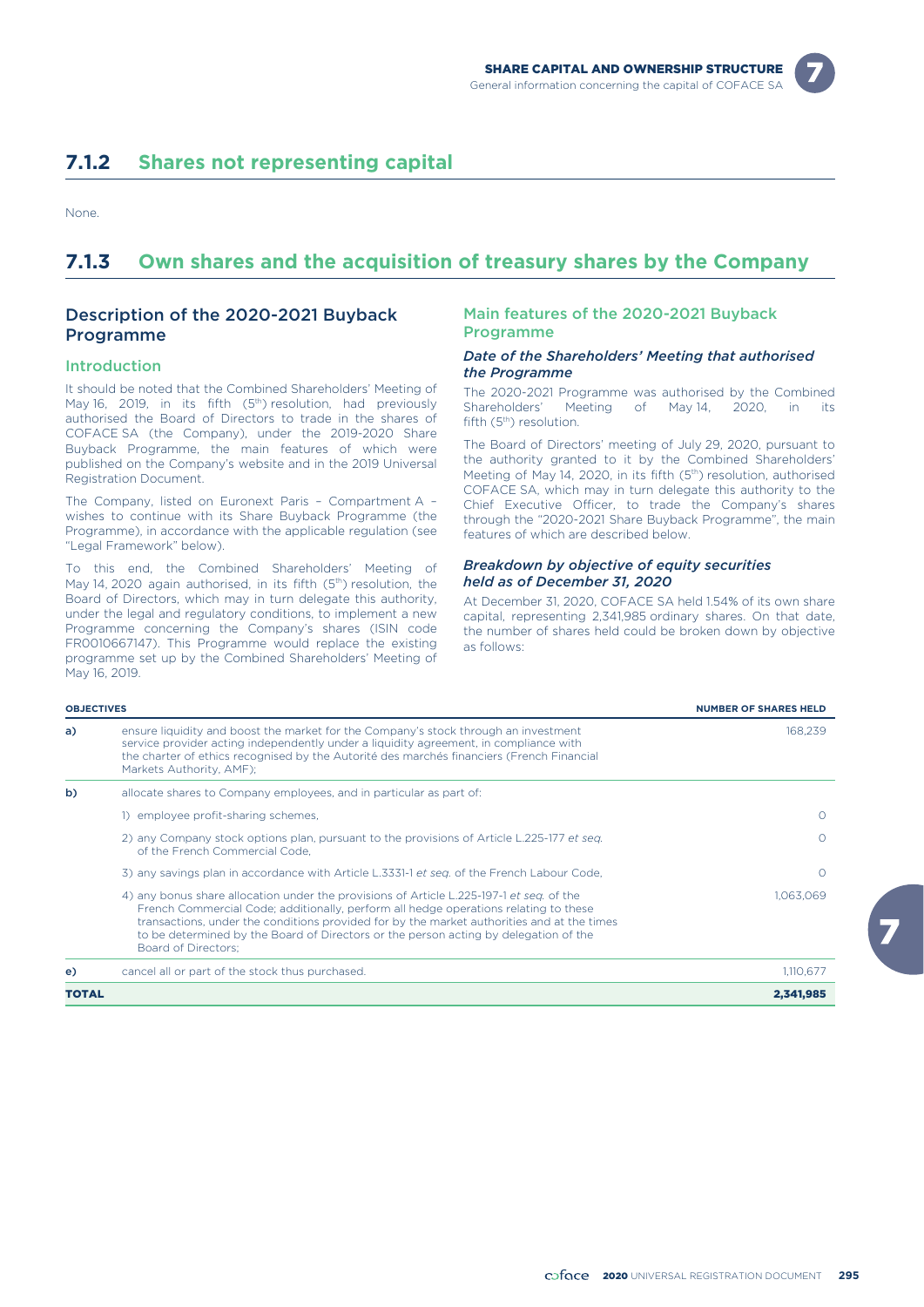## 7.1.2 Shares not representing capital

None.

## 7.1.3 Own shares and the acquisition of treasury shares by the Company

### Description of the 2020-2021 Buyback Programme

#### Introduction

It should be noted that the Combined Shareholders' Meeting of May 16, 2019, in its fifth (5th) resolution, had previously authorised the Board of Directors to trade in the shares of COFACE SA (the Company), under the 2019-2020 Share Buyback Programme, the main features of which were published on the Company's website and in the 2019 Universal Registration Document.

The Company, listed on Euronext Paris – Compartment A – wishes to continue with its Share Buyback Programme (the Programme), in accordance with the applicable regulation (see "Legal Framework" below).

To this end, the Combined Shareholders' Meeting of May 14, 2020 again authorised, in its fifth (5th) resolution, the Board of Directors, which may in turn delegate this authority, under the legal and regulatory conditions, to implement a new Programme concerning the Company's shares (ISIN code FR0010667147). This Programme would replace the existing programme set up by the Combined Shareholders' Meeting of May 16, 2019.

### Main features of the 2020-2021 Buyback Programme

#### *Date of the Shareholders' Meeting that authorised the Programme*

The 2020-2021 Programme was authorised by the Combined Shareholders' Meeting of May 14, 2020, in its fifth (5th) resolution.

The Board of Directors' meeting of July 29, 2020, pursuant to the authority granted to it by the Combined Shareholders' Meeting of May 14, 2020, in its fifth (5th) resolution, authorised COFACE SA, which may in turn delegate this authority to the Chief Executive Officer, to trade the Company's shares through the "2020-2021 Share Buyback Programme", the main features of which are described below.

#### *Breakdown by objective of equity securities held as of December 31, 2020*

At December 31, 2020, COFACE SA held 1.54% of its own share capital, representing 2,341,985 ordinary shares. On that date, the number of shares held could be broken down by objective as follows:

| OBJECTIVES | | NUMBER OF SHARES HELD |
|---|---|---|
| a) | ensure liquidity and boost the market for the Company's stock through an investment service provider acting independently under a liquidity agreement, in compliance with the charter of ethics recognised by the Autorité des marchés financiers (French Financial Markets Authority, AMF); | 168,239 |
| b) | allocate shares to Company employees, and in particular as part of: | |
| | 1) employee profit-sharing schemes, | 0 |
| | 2) any Company stock options plan, pursuant to the provisions of Article L.225-177 *et seq.* of the French Commercial Code, | 0 |
| | 3) any savings plan in accordance with Article L.3331-1 *et seq.* of the French Labour Code, | 0 |
| | 4) any bonus share allocation under the provisions of Article L.225-197-1 *et seq.* of the French Commercial Code; additionally, perform all hedge operations relating to these transactions, under the conditions provided for by the market authorities and at the times to be determined by the Board of Directors or the person acting by delegation of the Board of Directors; | 1,063,069 |
| e) | cancel all or part of the stock thus purchased. | 1,110,677 |
| **TOTAL** | | **2,341,985** |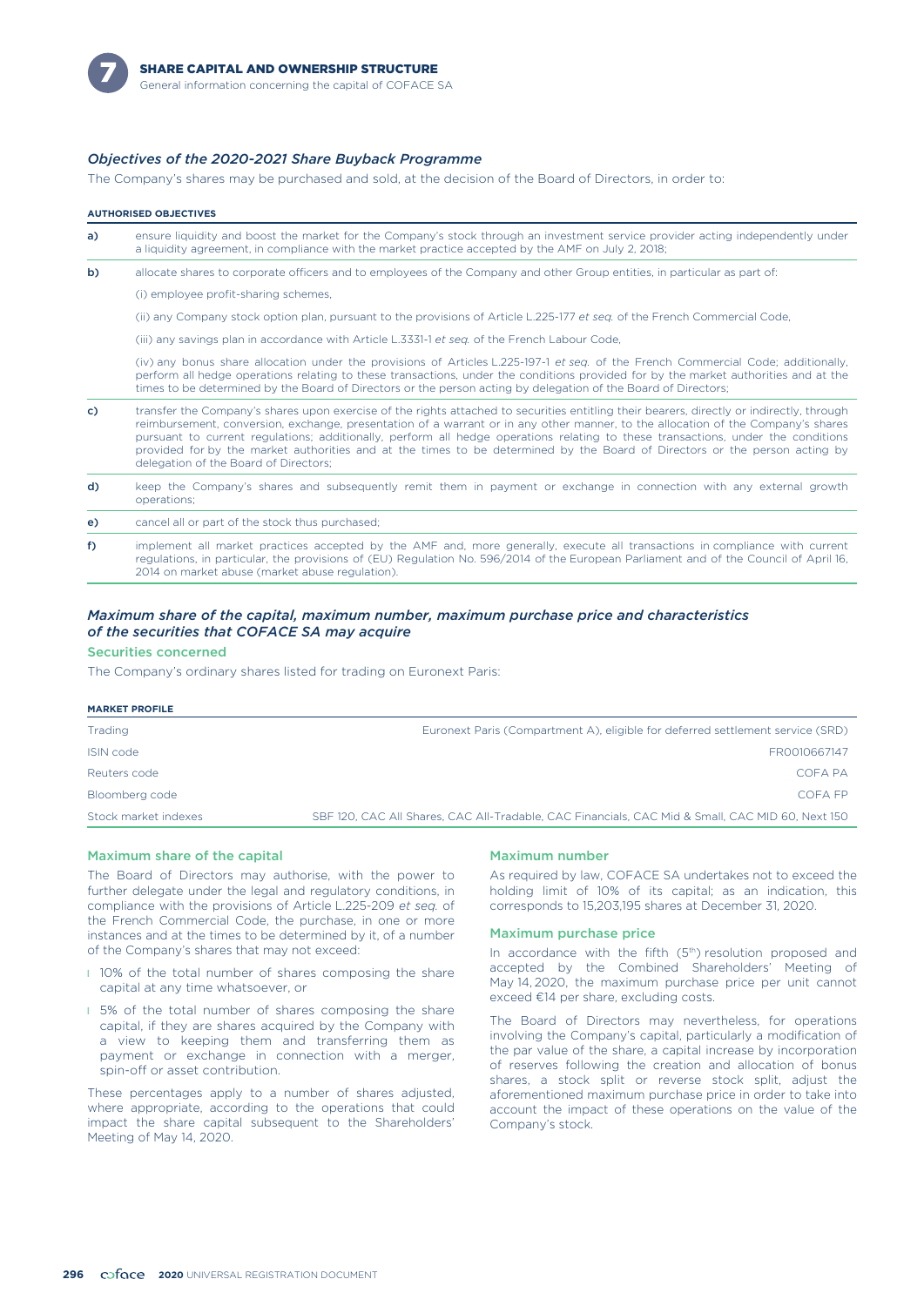### *Objectives of the 2020-2021 Share Buyback Programme*

The Company's shares may be purchased and sold, at the decision of the Board of Directors, in order to:

| AUTHORISED OBJECTIVES | |
|---|---|
| a) | ensure liquidity and boost the market for the Company's stock through an investment service provider acting independently under a liquidity agreement, in compliance with the market practice accepted by the AMF on July 2, 2018; |
| b) | allocate shares to corporate officers and to employees of the Company and other Group entities, in particular as part of:<br>(i) employee profit-sharing schemes,<br>(ii) any Company stock option plan, pursuant to the provisions of Article L.225-177 *et seq.* of the French Commercial Code,<br>(iii) any savings plan in accordance with Article L.3331-1 *et seq.* of the French Labour Code,<br>(iv) any bonus share allocation under the provisions of Articles L.225-197-1 *et seq.* of the French Commercial Code; additionally, perform all hedge operations relating to these transactions, under the conditions provided for by the market authorities and at the times to be determined by the Board of Directors or the person acting by delegation of the Board of Directors; |
| c) | transfer the Company's shares upon exercise of the rights attached to securities entitling their bearers, directly or indirectly, through reimbursement, conversion, exchange, presentation of a warrant or in any other manner, to the allocation of the Company's shares pursuant to current regulations; additionally, perform all hedge operations relating to these transactions, under the conditions provided for by the market authorities and at the times to be determined by the Board of Directors or the person acting by delegation of the Board of Directors; |
| d) | keep the Company's shares and subsequently remit them in payment or exchange in connection with any external growth operations; |
| e) | cancel all or part of the stock thus purchased; |
| f) | implement all market practices accepted by the AMF and, more generally, execute all transactions in compliance with current regulations, in particular, the provisions of (EU) Regulation No. 596/2014 of the European Parliament and of the Council of April 16, 2014 on market abuse (market abuse regulation). |

### *Maximum share of the capital, maximum number, maximum purchase price and characteristics of the securities that COFACE SA may acquire*

#### Securities concerned

The Company's ordinary shares listed for trading on Euronext Paris:

| MARKET PROFILE | |
|---|---|
| Trading | Euronext Paris (Compartment A), eligible for deferred settlement service (SRD) |
| ISIN code | FR0010667147 |
| Reuters code | COFA PA |
| Bloomberg code | COFA FP |
| Stock market indexes | SBF 120, CAC All Shares, CAC All-Tradable, CAC Financials, CAC Mid & Small, CAC MID 60, Next 150 |

#### Maximum share of the capital

The Board of Directors may authorise, with the power to further delegate under the legal and regulatory conditions, in compliance with the provisions of Article L.225-209 *et seq.* of the French Commercial Code, the purchase, in one or more instances and at the times to be determined by it, of a number of the Company's shares that may not exceed:

- 10% of the total number of shares composing the share capital at any time whatsoever, or
- 5% of the total number of shares composing the share capital, if they are shares acquired by the Company with a view to keeping them and transferring them as payment or exchange in connection with a merger, spin-off or asset contribution.

These percentages apply to a number of shares adjusted, where appropriate, according to the operations that could impact the share capital subsequent to the Shareholders' Meeting of May 14, 2020.

#### Maximum number

As required by law, COFACE SA undertakes not to exceed the holding limit of 10% of its capital; as an indication, this corresponds to 15,203,195 shares at December 31, 2020.

#### Maximum purchase price

In accordance with the fifth (5th) resolution proposed and accepted by the Combined Shareholders' Meeting of May 14, 2020, the maximum purchase price per unit cannot exceed €14 per share, excluding costs.

The Board of Directors may nevertheless, for operations involving the Company's capital, particularly a modification of the par value of the share, a capital increase by incorporation of reserves following the creation and allocation of bonus shares, a stock split or reverse stock split, adjust the aforementioned maximum purchase price in order to take into account the impact of these operations on the value of the Company's stock.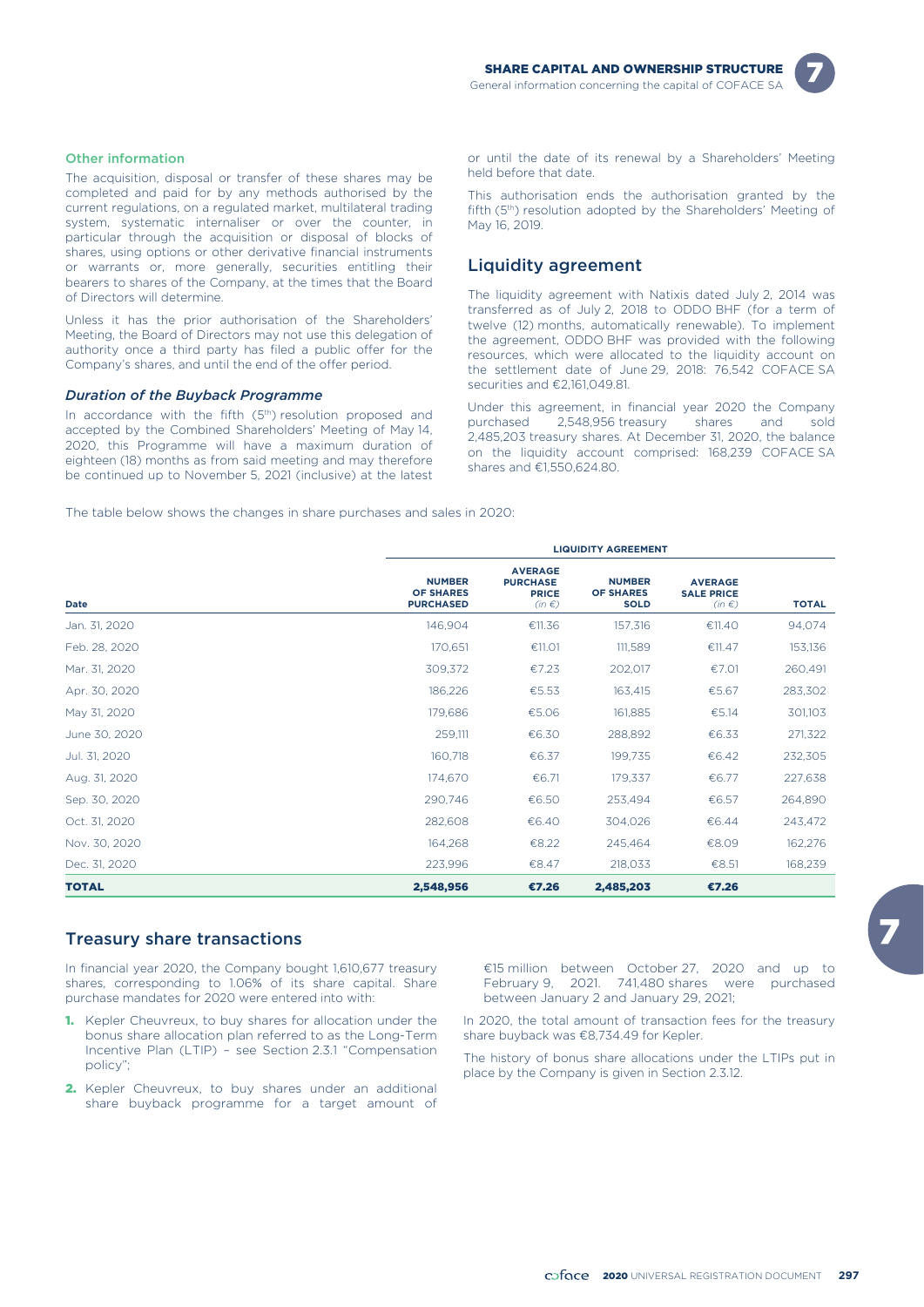### Other information

The acquisition, disposal or transfer of these shares may be completed and paid for by any methods authorised by the current regulations, on a regulated market, multilateral trading system, systematic internaliser or over the counter, in particular through the acquisition or disposal of blocks of shares, using options or other derivative financial instruments or warrants or, more generally, securities entitling their bearers to shares of the Company, at the times that the Board of Directors will determine.

Unless it has the prior authorisation of the Shareholders' Meeting, the Board of Directors may not use this delegation of authority once a third party has filed a public offer for the Company's shares, and until the end of the offer period.

### *Duration of the Buyback Programme*

In accordance with the fifth (5th) resolution proposed and accepted by the Combined Shareholders' Meeting of May 14, 2020, this Programme will have a maximum duration of eighteen (18) months as from said meeting and may therefore be continued up to November 5, 2021 (inclusive) at the latest or until the date of its renewal by a Shareholders' Meeting held before that date.

This authorisation ends the authorisation granted by the fifth (5th) resolution adopted by the Shareholders' Meeting of May 16, 2019.

## Liquidity agreement

The liquidity agreement with Natixis dated July 2, 2014 was transferred as of July 2, 2018 to ODDO BHF (for a term of twelve (12) months, automatically renewable). To implement the agreement, ODDO BHF was provided with the following resources, which were allocated to the liquidity account on the settlement date of June 29, 2018: 76,542 COFACE SA securities and €2,161,049.81.

Under this agreement, in financial year 2020 the Company purchased 2,548,956 treasury shares and sold 2,485,203 treasury shares. At December 31, 2020, the balance on the liquidity account comprised: 168,239 COFACE SA shares and €1,550,624.80.

The table below shows the changes in share purchases and sales in 2020:

| | LIQUIDITY AGREEMENT | | | | |
|---|---|---|---|---|---|
| **Date** | **NUMBER OF SHARES PURCHASED** | **AVERAGE PURCHASE PRICE** *(in €)* | **NUMBER OF SHARES SOLD** | **AVERAGE SALE PRICE** *(in €)* | **TOTAL** |
| Jan. 31, 2020 | 146,904 | €11.36 | 157,316 | €11.40 | 94,074 |
| Feb. 28, 2020 | 170,651 | €11.01 | 111,589 | €11.47 | 153,136 |
| Mar. 31, 2020 | 309,372 | €7.23 | 202,017 | €7.01 | 260,491 |
| Apr. 30, 2020 | 186,226 | €5.53 | 163,415 | €5.67 | 283,302 |
| May 31, 2020 | 179,686 | €5.06 | 161,885 | €5.14 | 301,103 |
| June 30, 2020 | 259,111 | €6.30 | 288,892 | €6.33 | 271,322 |
| Jul. 31, 2020 | 160,718 | €6.37 | 199,735 | €6.42 | 232,305 |
| Aug. 31, 2020 | 174,670 | €6.71 | 179,337 | €6.77 | 227,638 |
| Sep. 30, 2020 | 290,746 | €6.50 | 253,494 | €6.57 | 264,890 |
| Oct. 31, 2020 | 282,608 | €6.40 | 304,026 | €6.44 | 243,472 |
| Nov. 30, 2020 | 164,268 | €8.22 | 245,464 | €8.09 | 162,276 |
| Dec. 31, 2020 | 223,996 | €8.47 | 218,033 | €8.51 | 168,239 |
| **TOTAL** | **2,548,956** | **€7.26** | **2,485,203** | **€7.26** | |

## Treasury share transactions

In financial year 2020, the Company bought 1,610,677 treasury shares, corresponding to 1.06% of its share capital. Share purchase mandates for 2020 were entered into with:

1. Kepler Cheuvreux, to buy shares for allocation under the bonus share allocation plan referred to as the Long-Term Incentive Plan (LTIP) – see Section 2.3.1 "Compensation policy";
2. Kepler Cheuvreux, to buy shares under an additional share buyback programme for a target amount of €15 million between October 27, 2020 and up to February 9, 2021. 741,480 shares were purchased between January 2 and January 29, 2021;

In 2020, the total amount of transaction fees for the treasury share buyback was €8,734.49 for Kepler.

The history of bonus share allocations under the LTIPs put in place by the Company is given in Section 2.3.12.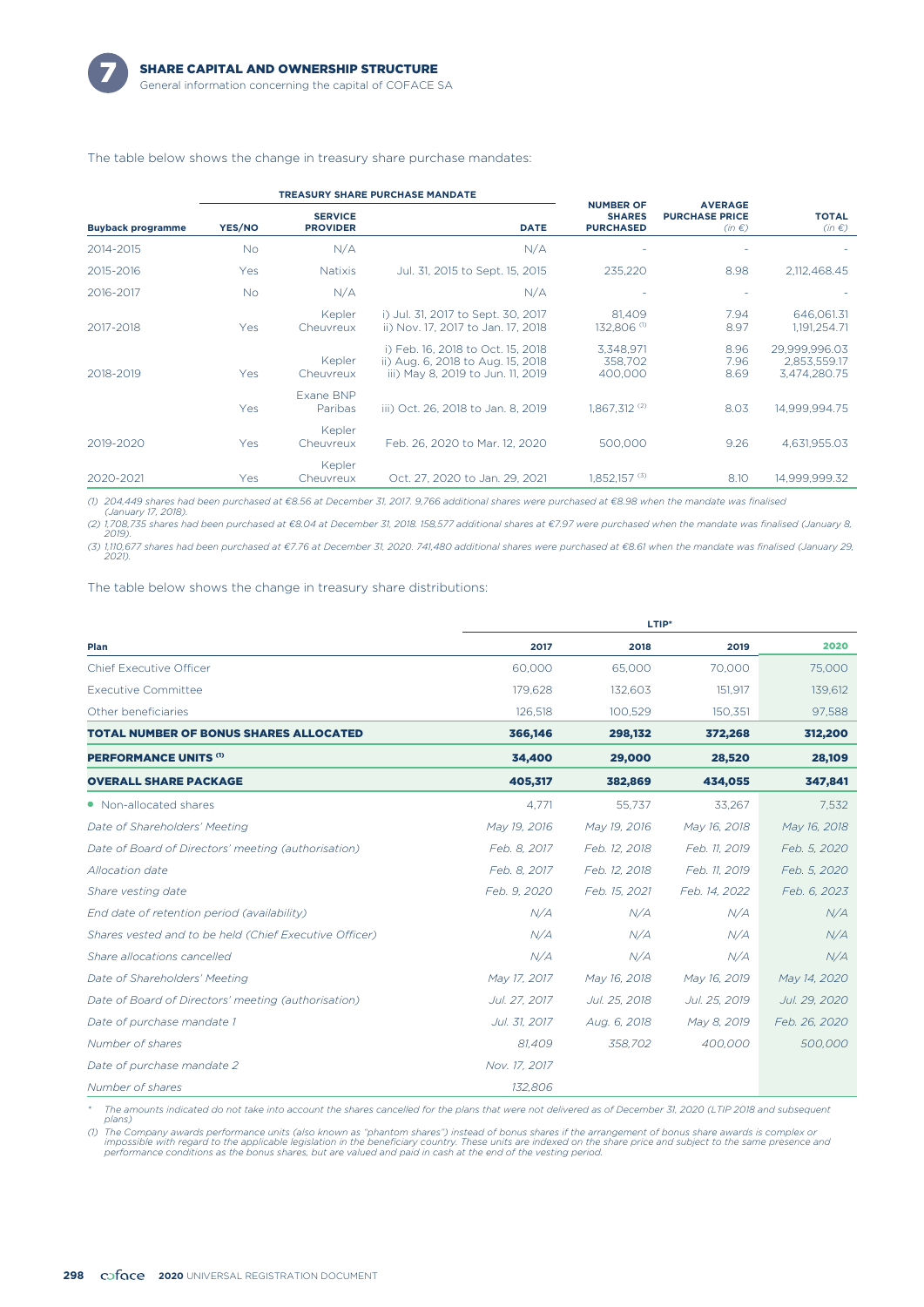The table below shows the change in treasury share purchase mandates:

| Buyback programme | TREASURY SHARE PURCHASE MANDATE YES/NO | SERVICE PROVIDER | DATE | NUMBER OF SHARES PURCHASED | AVERAGE PURCHASE PRICE (in €) | TOTAL (in €) |
|---|---|---|---|---|---|---|
| 2014-2015 | No | N/A | N/A | - | - | - |
| 2015-2016 | Yes | Natixis | Jul. 31, 2015 to Sept. 15, 2015 | 235,220 | 8.98 | 2,112,468.45 |
| 2016-2017 | No | N/A | N/A | - | - | - |
| 2017-2018 | Yes | Kepler Cheuvreux | i) Jul. 31, 2017 to Sept. 30, 2017<br>ii) Nov. 17, 2017 to Jan. 17, 2018 | 81,409<br>132,806 (1) | 7.94<br>8.97 | 646,061.31<br>1,191,254.71 |
| 2018-2019 | Yes | Kepler Cheuvreux | i) Feb. 16, 2018 to Oct. 15, 2018<br>ii) Aug. 6, 2018 to Aug. 15, 2018<br>iii) May 8, 2019 to Jun. 11, 2019 | 3,348,971<br>358,702<br>400,000 | 8.96<br>7.96<br>8.69 | 29,999,996.03<br>2,853,559.17<br>3,474,280.75 |
| | Yes | Exane BNP Paribas | iii) Oct. 26, 2018 to Jan. 8, 2019 | 1,867,312 (2) | 8.03 | 14,999,994.75 |
| 2019-2020 | Yes | Kepler Cheuvreux | Feb. 26, 2020 to Mar. 12, 2020 | 500,000 | 9.26 | 4,631,955.03 |
| 2020-2021 | Yes | Kepler Cheuvreux | Oct. 27, 2020 to Jan. 29, 2021 | 1,852,157 (3) | 8.10 | 14,999,999.32 |

*(1) 204,449 shares had been purchased at €8.56 at December 31, 2017. 9,766 additional shares were purchased at €8.98 when the mandate was finalised (January 17, 2018).*

*(2) 1,708,735 shares had been purchased at €8.04 at December 31, 2018. 158,577 additional shares at €7.97 were purchased when the mandate was finalised (January 8, 2019).*

*(3) 1,110,677 shares had been purchased at €7.76 at December 31, 2020. 741,480 additional shares were purchased at €8.61 when the mandate was finalised (January 29, 2021).*

The table below shows the change in treasury share distributions:

| Plan | LTIP* 2017 | 2018 | 2019 | 2020 |
|---|---|---|---|---|
| Chief Executive Officer | 60,000 | 65,000 | 70,000 | 75,000 |
| Executive Committee | 179,628 | 132,603 | 151,917 | 139,612 |
| Other beneficiaries | 126,518 | 100,529 | 150,351 | 97,588 |
| **TOTAL NUMBER OF BONUS SHARES ALLOCATED** | **366,146** | **298,132** | **372,268** | **312,200** |
| **PERFORMANCE UNITS (1)** | **34,400** | **29,000** | **28,520** | **28,109** |
| **OVERALL SHARE PACKAGE** | **405,317** | **382,869** | **434,055** | **347,841** |
| • Non-allocated shares | 4,771 | 55,737 | 33,267 | 7,532 |
| *Date of Shareholders' Meeting* | *May 19, 2016* | *May 19, 2016* | *May 16, 2018* | *May 16, 2018* |
| *Date of Board of Directors' meeting (authorisation)* | *Feb. 8, 2017* | *Feb. 12, 2018* | *Feb. 11, 2019* | *Feb. 5, 2020* |
| *Allocation date* | *Feb. 8, 2017* | *Feb. 12, 2018* | *Feb. 11, 2019* | *Feb. 5, 2020* |
| *Share vesting date* | *Feb. 9, 2020* | *Feb. 15, 2021* | *Feb. 14, 2022* | *Feb. 6, 2023* |
| *End date of retention period (availability)* | *N/A* | *N/A* | *N/A* | *N/A* |
| *Shares vested and to be held (Chief Executive Officer)* | *N/A* | *N/A* | *N/A* | *N/A* |
| *Share allocations cancelled* | *N/A* | *N/A* | *N/A* | *N/A* |
| *Date of Shareholders' Meeting* | *May 17, 2017* | *May 16, 2018* | *May 16, 2019* | *May 14, 2020* |
| *Date of Board of Directors' meeting (authorisation)* | *Jul. 27, 2017* | *Jul. 25, 2018* | *Jul. 25, 2019* | *Jul. 29, 2020* |
| *Date of purchase mandate 1* | *Jul. 31, 2017* | *Aug. 6, 2018* | *May 8, 2019* | *Feb. 26, 2020* |
| *Number of shares* | *81,409* | *358,702* | *400,000* | *500,000* |
| *Date of purchase mandate 2* | *Nov. 17, 2017* | | | |
| *Number of shares* | *132,806* | | | |

*\* The amounts indicated do not take into account the shares cancelled for the plans that were not delivered as of December 31, 2020 (LTIP 2018 and subsequent plans)*

*(1) The Company awards performance units (also known as "phantom shares") instead of bonus shares if the arrangement of bonus share awards is complex or impossible with regard to the applicable legislation in the beneficiary country. These units are indexed on the share price and subject to the same presence and performance conditions as the bonus shares, but are valued and paid in cash at the end of the vesting period.*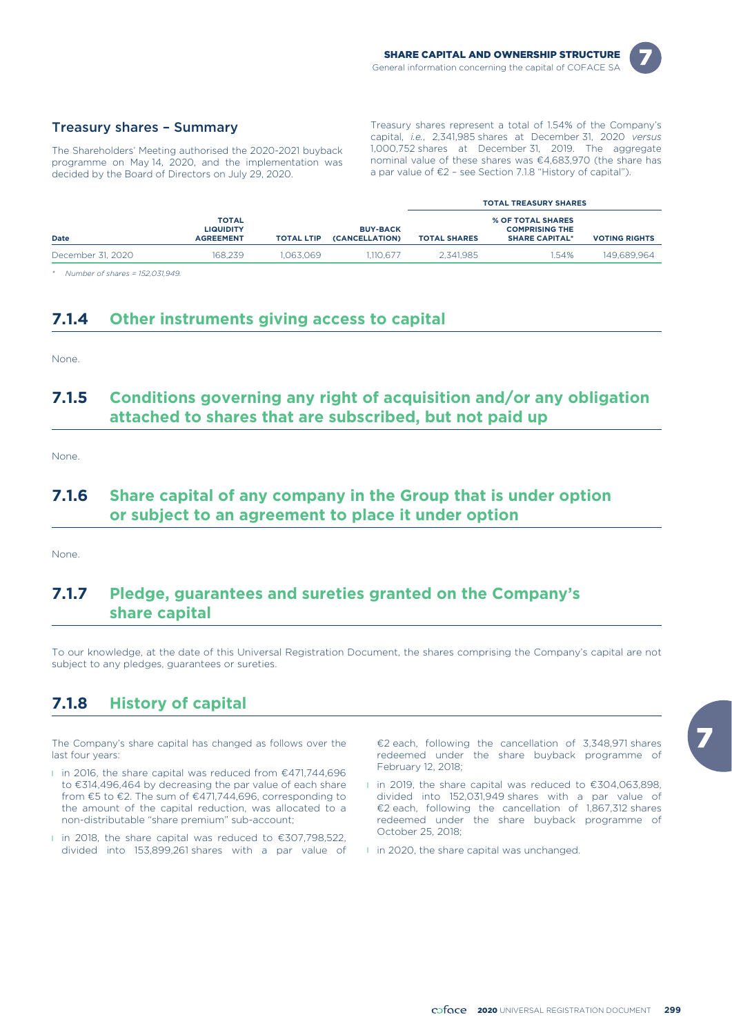### Treasury shares – Summary

The Shareholders' Meeting authorised the 2020-2021 buyback programme on May 14, 2020, and the implementation was decided by the Board of Directors on July 29, 2020.

Treasury shares represent a total of 1.54% of the Company's capital, *i.e.*, 2,341,985 shares at December 31, 2020 *versus* 1,000,752 shares at December 31, 2019. The aggregate nominal value of these shares was €4,683,970 (the share has a par value of €2 – see Section 7.1.8 "History of capital").

| | | | | TOTAL TREASURY SHARES | | |
|---|---|---|---|---|---|---|
| **Date** | **TOTAL LIQUIDITY AGREEMENT** | **TOTAL LTIP** | **BUY-BACK (CANCELLATION)** | **TOTAL SHARES** | **% OF TOTAL SHARES COMPRISING THE SHARE CAPITAL*** | **VOTING RIGHTS** |
| December 31, 2020 | 168,239 | 1,063,069 | 1,110,677 | 2,341,985 | 1.54% | 149,689,964 |

\* *Number of shares = 152,031,949.*

## 7.1.4 Other instruments giving access to capital

None.

## 7.1.5 Conditions governing any right of acquisition and/or any obligation attached to shares that are subscribed, but not paid up

None.

## 7.1.6 Share capital of any company in the Group that is under option or subject to an agreement to place it under option

None.

## 7.1.7 Pledge, guarantees and sureties granted on the Company's share capital

To our knowledge, at the date of this Universal Registration Document, the shares comprising the Company's capital are not subject to any pledges, guarantees or sureties.

## 7.1.8 History of capital

The Company's share capital has changed as follows over the last four years:

- in 2016, the share capital was reduced from €471,744,696 to €314,496,464 by decreasing the par value of each share from €5 to €2. The sum of €471,744,696, corresponding to the amount of the capital reduction, was allocated to a non-distributable "share premium" sub-account;
- in 2018, the share capital was reduced to €307,798,522, divided into 153,899,261 shares with a par value of €2 each, following the cancellation of 3,348,971 shares redeemed under the share buyback programme of February 12, 2018;
- in 2019, the share capital was reduced to €304,063,898, divided into 152,031,949 shares with a par value of €2 each, following the cancellation of 1,867,312 shares redeemed under the share buyback programme of October 25, 2018;
- in 2020, the share capital was unchanged.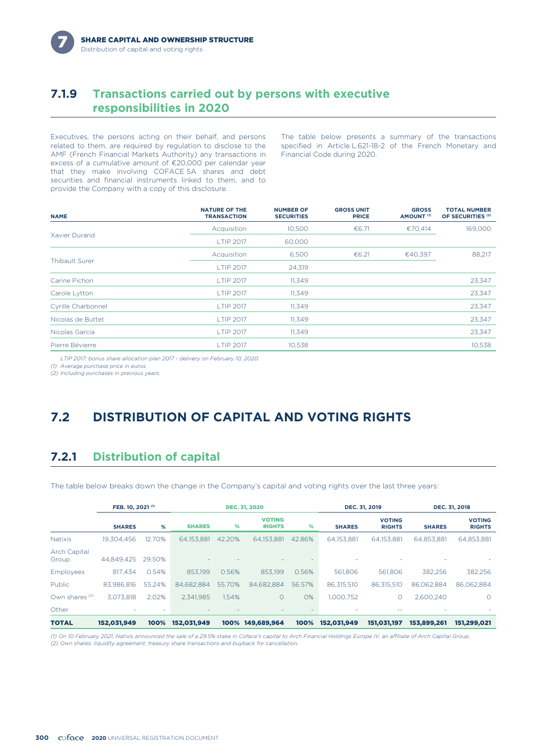## 7.1.9 Transactions carried out by persons with executive responsibilities in 2020

Executives, the persons acting on their behalf, and persons related to them, are required by regulation to disclose to the AMF (French Financial Markets Authority) any transactions in excess of a cumulative amount of €20,000 per calendar year that they make involving COFACE SA shares and debt securities and financial instruments linked to them, and to provide the Company with a copy of this disclosure.

The table below presents a summary of the transactions specified in Article L.621-18-2 of the French Monetary and Financial Code during 2020.

| NAME | NATURE OF THE TRANSACTION | NUMBER OF SECURITIES | GROSS UNIT PRICE | GROSS AMOUNT [1] | TOTAL NUMBER OF SECURITIES [2] |
|---|---|---|---|---|---|
| Xavier Durand | Acquisition | 10,500 | €6.71 | €70,414 | 169,000 |
| | LTIP 2017 | 60,000 | | | |
| Thibault Surer | Acquisition | 6,500 | €6.21 | €40,397 | 88,217 |
| | LTIP 2017 | 24,319 | | | |
| Carine Pichon | LTIP 2017 | 11,349 | | | 23,347 |
| Carole Lytton | LTIP 2017 | 11,349 | | | 23,347 |
| Cyrille Charbonnel | LTIP 2017 | 11,349 | | | 23,347 |
| Nicolas de Buttet | LTIP 2017 | 11,349 | | | 23,347 |
| Nicolas Garcia | LTIP 2017 | 11,349 | | | 23,347 |
| Pierre Bévierre | LTIP 2017 | 10,538 | | | 10,538 |

*LTIP 2017: bonus share allocation plan 2017 - delivery on February 10, 2020.*

*(1) Average purchase price in euros.*

*(2) Including purchases in previous years.*

# 7.2 DISTRIBUTION OF CAPITAL AND VOTING RIGHTS

## 7.2.1 Distribution of capital

The table below breaks down the change in the Company's capital and voting rights over the last three years:

| | FEB. 10, 2021 [1] | | DEC. 31, 2020 | | | | DEC. 31, 2019 | | DEC. 31, 2018 | |
|---|---|---|---|---|---|---|---|---|---|---|
| | SHARES | % | SHARES | % | VOTING RIGHTS | % | SHARES | VOTING RIGHTS | SHARES | VOTING RIGHTS |
| Natixis | 19,304,456 | 12.70% | 64,153,881 | 42.20% | 64,153,881 | 42.86% | 64,153,881 | 64,153,881 | 64,853,881 | 64,853,881 |
| Arch Capital Group | 44,849,425 | 29.50% | - | - | - | - | - | - | - | - |
| Employees | 817,434 | 0.54% | 853,199 | 0.56% | 853,199 | 0.56% | 561,806 | 561,806 | 382,256 | 382,256 |
| Public | 83,986,816 | 55.24% | 84,682,884 | 55.70% | 84,682,884 | 56.57% | 86,315,510 | 86,315,510 | 86,062,884 | 86,062,884 |
| Own shares [2] | 3,073,818 | 2.02% | 2,341,985 | 1.54% | 0 | 0% | 1,000,752 | 0 | 2,600,240 | 0 |
| Other | - | - | - | - | - | - | - | -- | - | - |
| **TOTAL** | **152,031,949** | **100%** | **152,031,949** | **100%** | **149,689,964** | **100%** | **152,031,949** | **151,031,197** | **153,899,261** | **151,299,021** |

*(1) On 10 February 2021, Natixis announced the sale of a 29.5% stake in Coface's capital to Arch Financial Holdings Europe IV, an affiliate of Arch Capital Group.*

*(2) Own shares: liquidity agreement, treasury share transactions and buyback for cancellation.*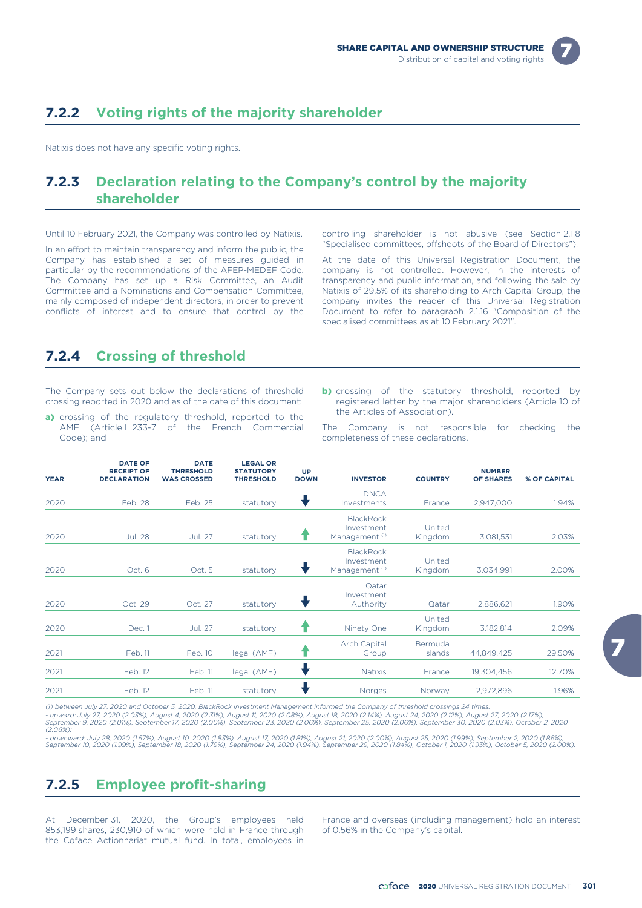## 7.2.2 Voting rights of the majority shareholder

Natixis does not have any specific voting rights.

## 7.2.3 Declaration relating to the Company's control by the majority shareholder

Until 10 February 2021, the Company was controlled by Natixis.

In an effort to maintain transparency and inform the public, the Company has established a set of measures guided in particular by the recommendations of the AFEP-MEDEF Code. The Company has set up a Risk Committee, an Audit Committee and a Nominations and Compensation Committee, mainly composed of independent directors, in order to prevent conflicts of interest and to ensure that control by the controlling shareholder is not abusive (see Section 2.1.8 "Specialised committees, offshoots of the Board of Directors").

At the date of this Universal Registration Document, the company is not controlled. However, in the interests of transparency and public information, and following the sale by Natixis of 29.5% of its shareholding to Arch Capital Group, the company invites the reader of this Universal Registration Document to refer to paragraph 2.1.16 "Composition of the specialised committees as at 10 February 2021".

## 7.2.4 Crossing of threshold

The Company sets out below the declarations of threshold crossing reported in 2020 and as of the date of this document:

**a)** crossing of the regulatory threshold, reported to the AMF (Article L.233-7 of the French Commercial Code); and

**b)** crossing of the statutory threshold, reported by registered letter by the major shareholders (Article 10 of the Articles of Association).

The Company is not responsible for checking the completeness of these declarations.

| YEAR | DATE OF RECEIPT OF DECLARATION | DATE THRESHOLD WAS CROSSED | LEGAL OR STATUTORY THRESHOLD | UP DOWN | INVESTOR | COUNTRY | NUMBER OF SHARES | % OF CAPITAL |
|---|---|---|---|---|---|---|---|---|
| 2020 | Feb. 28 | Feb. 25 | statutory | ↓ | DNCA Investments | France | 2,947,000 | 1.94% |
| 2020 | Jul. 28 | Jul. 27 | statutory | ↑ | BlackRock Investment Management [(1)] | United Kingdom | 3,081,531 | 2.03% |
| 2020 | Oct. 6 | Oct. 5 | statutory | ↓ | BlackRock Investment Management [(1)] | United Kingdom | 3,034,991 | 2.00% |
| 2020 | Oct. 29 | Oct. 27 | statutory | ↓ | Qatar Investment Authority | Qatar | 2,886,621 | 1.90% |
| 2020 | Dec. 1 | Jul. 27 | statutory | ↑ | Ninety One | United Kingdom | 3,182,814 | 2.09% |
| 2021 | Feb. 11 | Feb. 10 | legal (AMF) | ↑ | Arch Capital Group | Bermuda Islands | 44,849,425 | 29.50% |
| 2021 | Feb. 12 | Feb. 11 | legal (AMF) | ↓ | Natixis | France | 19,304,456 | 12.70% |
| 2021 | Feb. 12 | Feb. 11 | statutory | ↓ | Norges | Norway | 2,972,896 | 1.96% |

*(1) between July 27, 2020 and October 5, 2020, BlackRock Investment Management informed the Company of threshold crossings 24 times:*
*- upward: July 27, 2020 (2.03%), August 4, 2020 (2.31%), August 11, 2020 (2.08%), August 18, 2020 (2.14%), August 24, 2020 (2.12%), August 27, 2020 (2.17%), September 9, 2020 (2.01%), September 17, 2020 (2.00%), September 23, 2020 (2.06%), September 25, 2020 (2.06%), September 30, 2020 (2.03%), October 2, 2020 (2.06%);*
*- downward: July 28, 2020 (1.57%), August 10, 2020 (1.83%), August 17, 2020 (1.81%), August 21, 2020 (2.00%), August 25, 2020 (1.99%), September 2, 2020 (1.86%), September 10, 2020 (1.99%), September 18, 2020 (1.79%), September 24, 2020 (1.94%), September 29, 2020 (1.84%), October 1, 2020 (1.93%), October 5, 2020 (2.00%).*

## 7.2.5 Employee profit-sharing

At December 31, 2020, the Group's employees held 853,199 shares, 230,910 of which were held in France through the Coface Actionnariat mutual fund. In total, employees in France and overseas (including management) hold an interest of 0.56% in the Company's capital.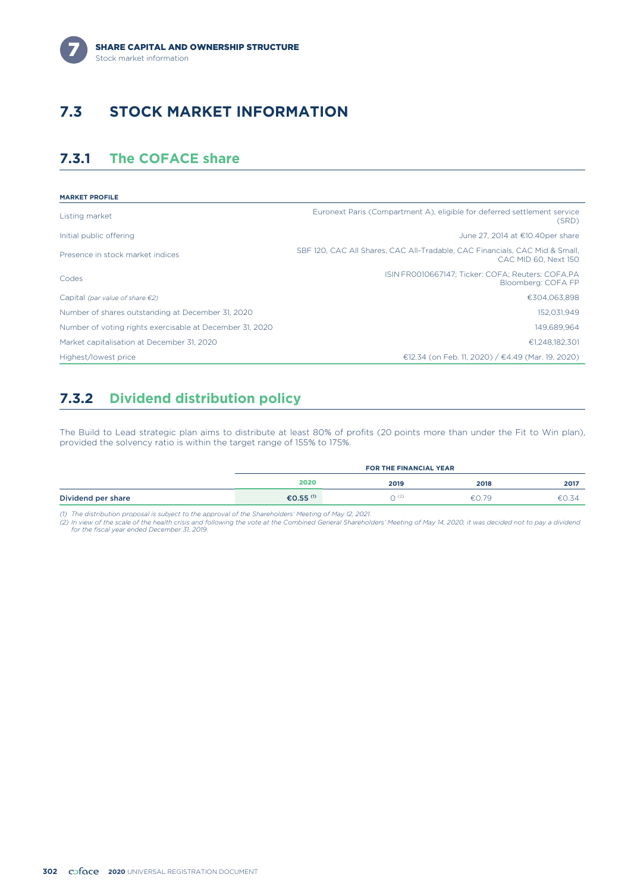## 7.3 STOCK MARKET INFORMATION

### 7.3.1 The COFACE share

| MARKET PROFILE | |
|---|---|
| Listing market | Euronext Paris (Compartment A), eligible for deferred settlement service (SRD) |
| Initial public offering | June 27, 2014 at €10.40per share |
| Presence in stock market indices | SBF 120, CAC All Shares, CAC All-Tradable, CAC Financials, CAC Mid & Small, CAC MID 60, Next 150 |
| Codes | ISIN FR0010667147; Ticker: COFA; Reuters: COFA.PA Bloomberg: COFA FP |
| Capital *(par value of share €2)* | €304,063,898 |
| Number of shares outstanding at December 31, 2020 | 152,031,949 |
| Number of voting rights exercisable at December 31, 2020 | 149,689,964 |
| Market capitalisation at December 31, 2020 | €1,248,182,301 |
| Highest/lowest price | €12.34 (on Feb. 11, 2020) / €4.49 (Mar. 19, 2020) |

### 7.3.2 Dividend distribution policy

The Build to Lead strategic plan aims to distribute at least 80% of profits (20 points more than under the Fit to Win plan), provided the solvency ratio is within the target range of 155% to 175%.

| | FOR THE FINANCIAL YEAR | | | |
|---|---|---|---|---|
| | **2020** | **2019** | **2018** | **2017** |
| **Dividend per share** | **€0.55** [(1)] | 0 [(2)] | €0.79 | €0.34 |

*(1) The distribution proposal is subject to the approval of the Shareholders' Meeting of May 12, 2021.*
*(2) In view of the scale of the health crisis and following the vote at the Combined General Shareholders' Meeting of May 14, 2020, it was decided not to pay a dividend for the fiscal year ended December 31, 2019.*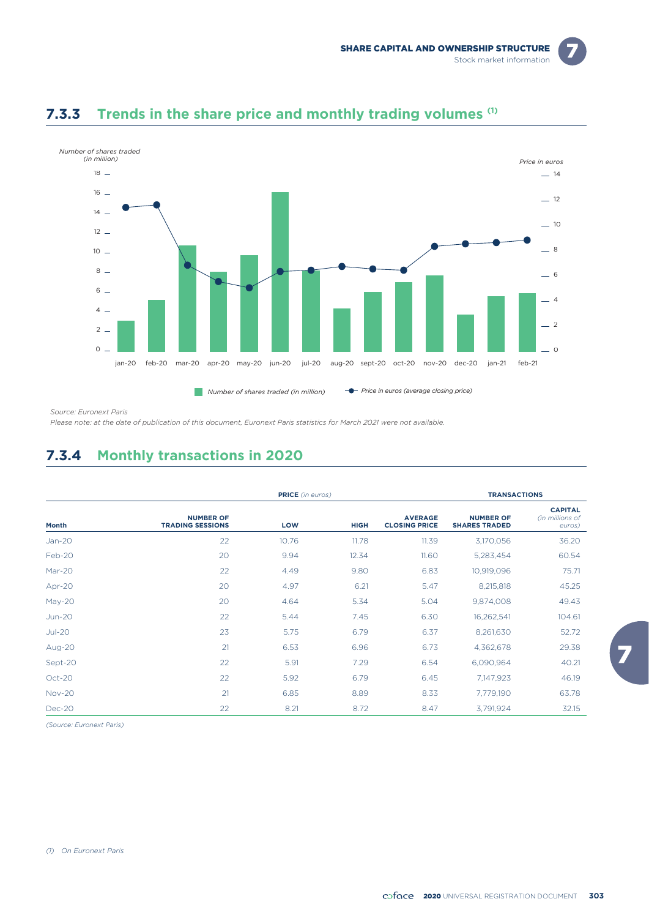### 7.3.3 Trends in the share price and monthly trading volumes [1]

Number of shares traded (in million)

Price in euros

Number of shares traded (in million) — Price in euros (average closing price)

*Source: Euronext Paris*

*Please note: at the date of publication of this document, Euronext Paris statistics for March 2021 were not available.*

### 7.3.4 Monthly transactions in 2020

| | | PRICE (in euros) | | | TRANSACTIONS | |
|---|---|---|---|---|---|---|
| **Month** | **NUMBER OF TRADING SESSIONS** | **LOW** | **HIGH** | **AVERAGE CLOSING PRICE** | **NUMBER OF SHARES TRADED** | **CAPITAL** (in millions of euros) |
| Jan-20 | 22 | 10.76 | 11.78 | 11.39 | 3,170,056 | 36.20 |
| Feb-20 | 20 | 9.94 | 12.34 | 11.60 | 5,283,454 | 60.54 |
| Mar-20 | 22 | 4.49 | 9.80 | 6.83 | 10,919,096 | 75.71 |
| Apr-20 | 20 | 4.97 | 6.21 | 5.47 | 8,215,818 | 45.25 |
| May-20 | 20 | 4.64 | 5.34 | 5.04 | 9,874,008 | 49.43 |
| Jun-20 | 22 | 5.44 | 7.45 | 6.30 | 16,262,541 | 104.61 |
| Jul-20 | 23 | 5.75 | 6.79 | 6.37 | 8,261,630 | 52.72 |
| Aug-20 | 21 | 6.53 | 6.96 | 6.73 | 4,362,678 | 29.38 |
| Sept-20 | 22 | 5.91 | 7.29 | 6.54 | 6,090,964 | 40.21 |
| Oct-20 | 22 | 5.92 | 6.79 | 6.45 | 7,147,923 | 46.19 |
| Nov-20 | 21 | 6.85 | 8.89 | 8.33 | 7,779,190 | 63.78 |
| Dec-20 | 22 | 8.21 | 8.72 | 8.47 | 3,791,924 | 32.15 |

*(Source: Euronext Paris)*

(1) On Euronext Paris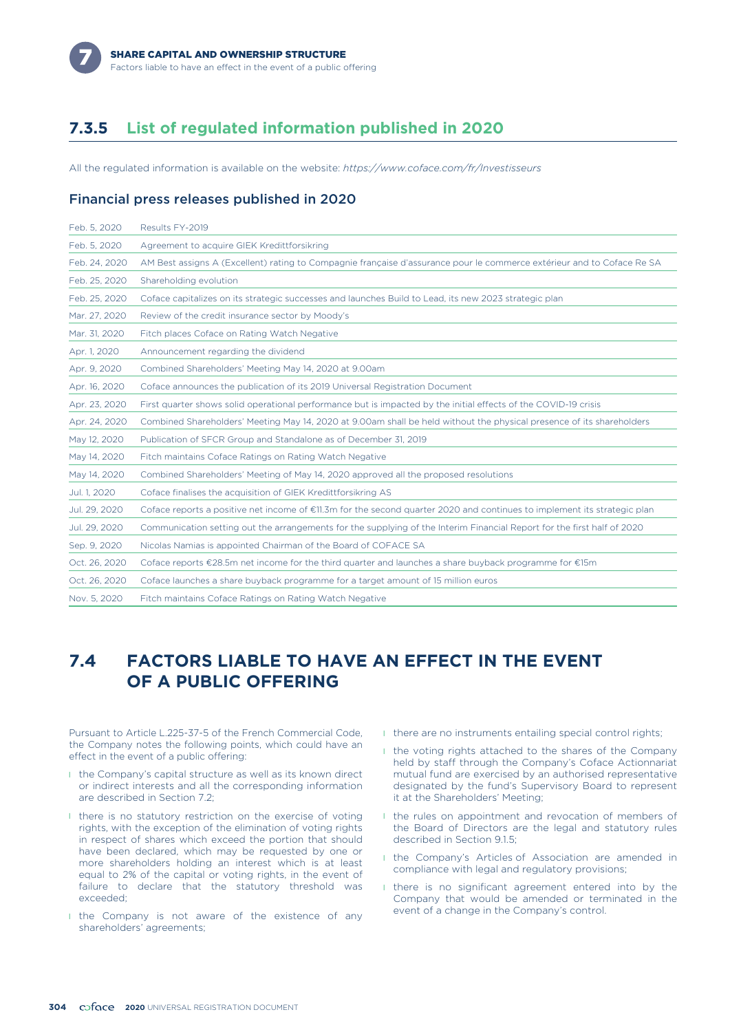### 7.3.5 List of regulated information published in 2020

All the regulated information is available on the website: *https://www.coface.com/fr/Investisseurs*

#### Financial press releases published in 2020

| | |
|---|---|
| Feb. 5, 2020 | Results FY-2019 |
| Feb. 5, 2020 | Agreement to acquire GIEK Kredittforsikring |
| Feb. 24, 2020 | AM Best assigns A (Excellent) rating to Compagnie française d'assurance pour le commerce extérieur and to Coface Re SA |
| Feb. 25, 2020 | Shareholding evolution |
| Feb. 25, 2020 | Coface capitalizes on its strategic successes and launches Build to Lead, its new 2023 strategic plan |
| Mar. 27, 2020 | Review of the credit insurance sector by Moody's |
| Mar. 31, 2020 | Fitch places Coface on Rating Watch Negative |
| Apr. 1, 2020 | Announcement regarding the dividend |
| Apr. 9, 2020 | Combined Shareholders' Meeting May 14, 2020 at 9.00am |
| Apr. 16, 2020 | Coface announces the publication of its 2019 Universal Registration Document |
| Apr. 23, 2020 | First quarter shows solid operational performance but is impacted by the initial effects of the COVID-19 crisis |
| Apr. 24, 2020 | Combined Shareholders' Meeting May 14, 2020 at 9.00am shall be held without the physical presence of its shareholders |
| May 12, 2020 | Publication of SFCR Group and Standalone as of December 31, 2019 |
| May 14, 2020 | Fitch maintains Coface Ratings on Rating Watch Negative |
| May 14, 2020 | Combined Shareholders' Meeting of May 14, 2020 approved all the proposed resolutions |
| Jul. 1, 2020 | Coface finalises the acquisition of GIEK Kredittforsikring AS |
| Jul. 29, 2020 | Coface reports a positive net income of €11.3m for the second quarter 2020 and continues to implement its strategic plan |
| Jul. 29, 2020 | Communication setting out the arrangements for the supplying of the Interim Financial Report for the first half of 2020 |
| Sep. 9, 2020 | Nicolas Namias is appointed Chairman of the Board of COFACE SA |
| Oct. 26, 2020 | Coface reports €28.5m net income for the third quarter and launches a share buyback programme for €15m |
| Oct. 26, 2020 | Coface launches a share buyback programme for a target amount of 15 million euros |
| Nov. 5, 2020 | Fitch maintains Coface Ratings on Rating Watch Negative |

## 7.4 FACTORS LIABLE TO HAVE AN EFFECT IN THE EVENT OF A PUBLIC OFFERING

Pursuant to Article L.225-37-5 of the French Commercial Code, the Company notes the following points, which could have an effect in the event of a public offering:

- the Company's capital structure as well as its known direct or indirect interests and all the corresponding information are described in Section 7.2;
- there is no statutory restriction on the exercise of voting rights, with the exception of the elimination of voting rights in respect of shares which exceed the portion that should have been declared, which may be requested by one or more shareholders holding an interest which is at least equal to 2% of the capital or voting rights, in the event of failure to declare that the statutory threshold was exceeded;
- the Company is not aware of the existence of any shareholders' agreements;
- there are no instruments entailing special control rights;
- the voting rights attached to the shares of the Company held by staff through the Company's Coface Actionnariat mutual fund are exercised by an authorised representative designated by the fund's Supervisory Board to represent it at the Shareholders' Meeting;
- the rules on appointment and revocation of members of the Board of Directors are the legal and statutory rules described in Section 9.1.5;
- the Company's Articles of Association are amended in compliance with legal and regulatory provisions;
- there is no significant agreement entered into by the Company that would be amended or terminated in the event of a change in the Company's control.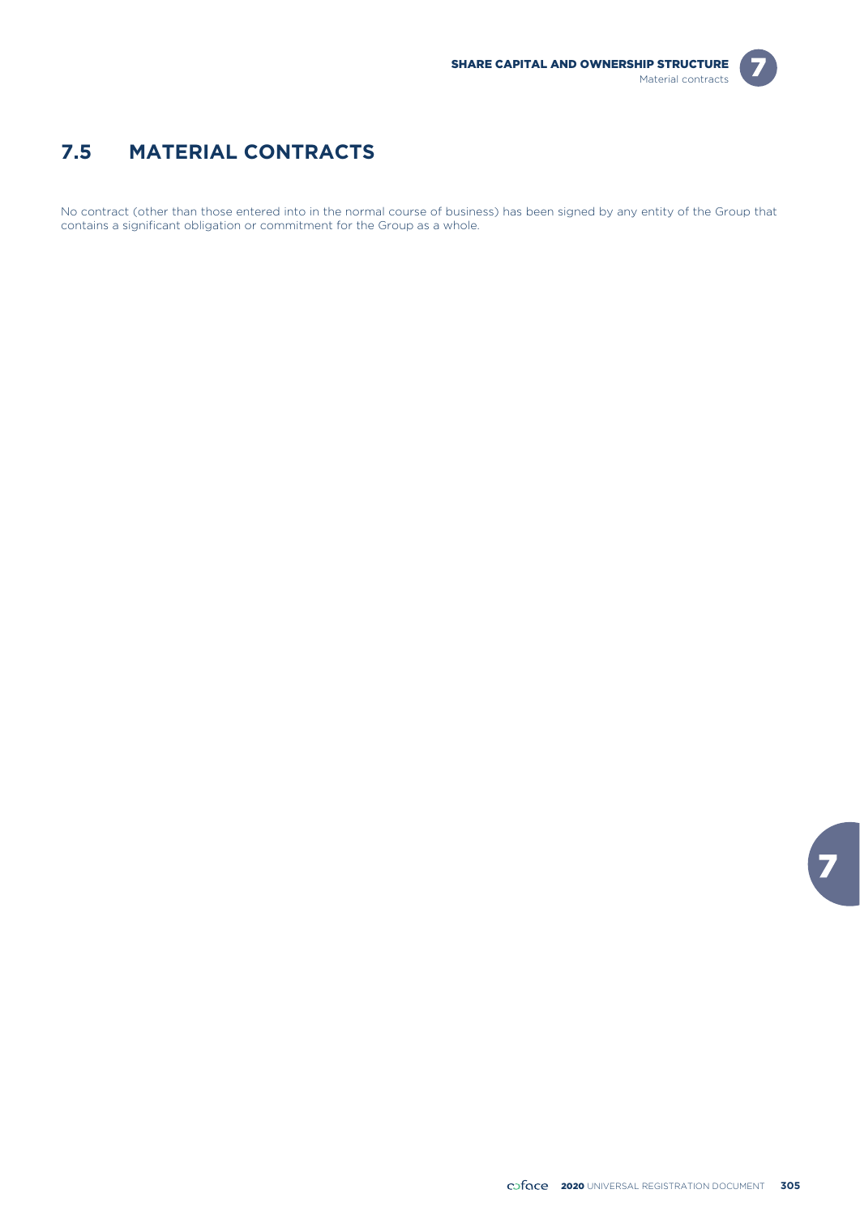## 7.5 MATERIAL CONTRACTS

No contract (other than those entered into in the normal course of business) has been signed by any entity of the Group that contains a significant obligation or commitment for the Group as a whole.